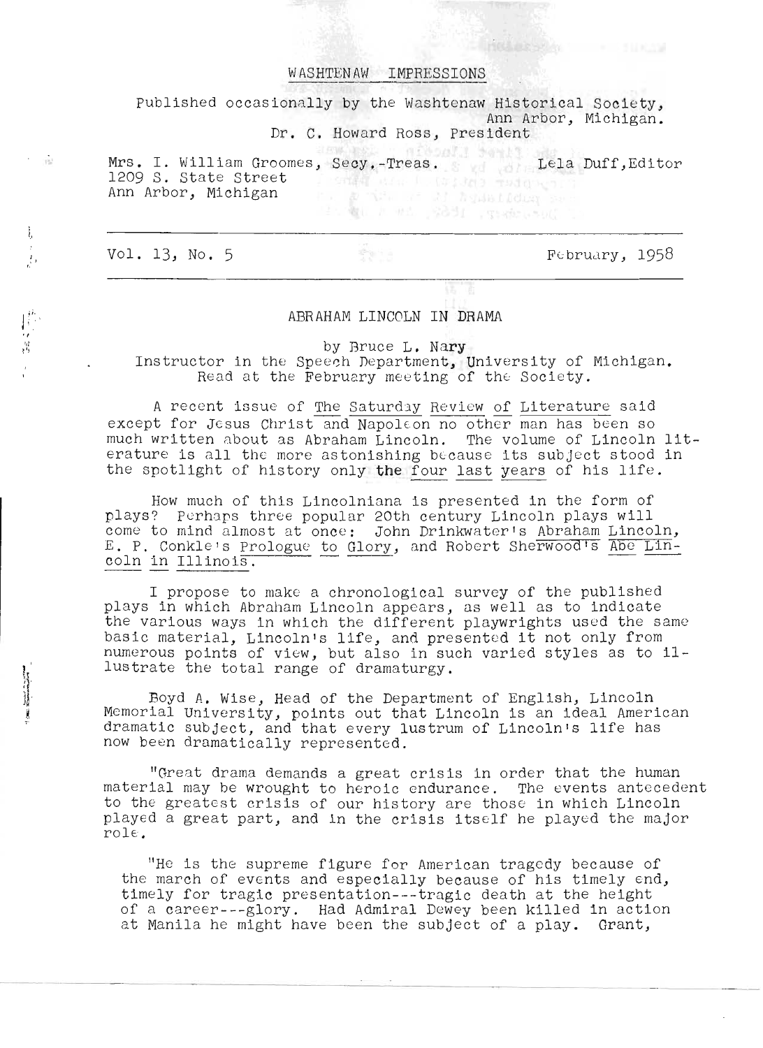# WASHTENAW IMPRESSIONS

Published occasionally by the Washtenaw Historical Society, Ann Arbor, Michigan.

Dr. C. Howard Ross, President

Mrs. I. William Groomes, Secy.-Treas.
1209 S. State Street
Ann Arbor, Michigan

Lela Duff, Editor

---

Vol. 13, No. 5 — February, 1958

---

## ABRAHAM LINCOLN IN DRAMA

by Bruce L. Nary

Instructor in the Speech Department, University of Michigan.
Read at the February meeting of the Society.

A recent issue of The Saturday Review of Literature said except for Jesus Christ and Napoleon no other man has been so much written about as Abraham Lincoln. The volume of Lincoln literature is all the more astonishing because its subject stood in the spotlight of history only the four last years of his life.

How much of this Lincolniana is presented in the form of plays? Perhaps three popular 20th century Lincoln plays will come to mind almost at once: John Drinkwater's Abraham Lincoln, E. P. Conkle's Prologue to Glory, and Robert Sherwood's Abe Lincoln in Illinois.

I propose to make a chronological survey of the published plays in which Abraham Lincoln appears, as well as to indicate the various ways in which the different playwrights used the same basic material, Lincoln's life, and presented it not only from numerous points of view, but also in such varied styles as to illustrate the total range of dramaturgy.

Boyd A. Wise, Head of the Department of English, Lincoln Memorial University, points out that Lincoln is an ideal American dramatic subject, and that every lustrum of Lincoln's life has now been dramatically represented.

"Great drama demands a great crisis in order that the human material may be wrought to heroic endurance. The events antecedent to the greatest crisis of our history are those in which Lincoln played a great part, and in the crisis itself he played the major role.

"He is the supreme figure for American tragedy because of the march of events and especially because of his timely end, timely for tragic presentation---tragic death at the height of a career---glory. Had Admiral Dewey been killed in action at Manila he might have been the subject of a play. Grant,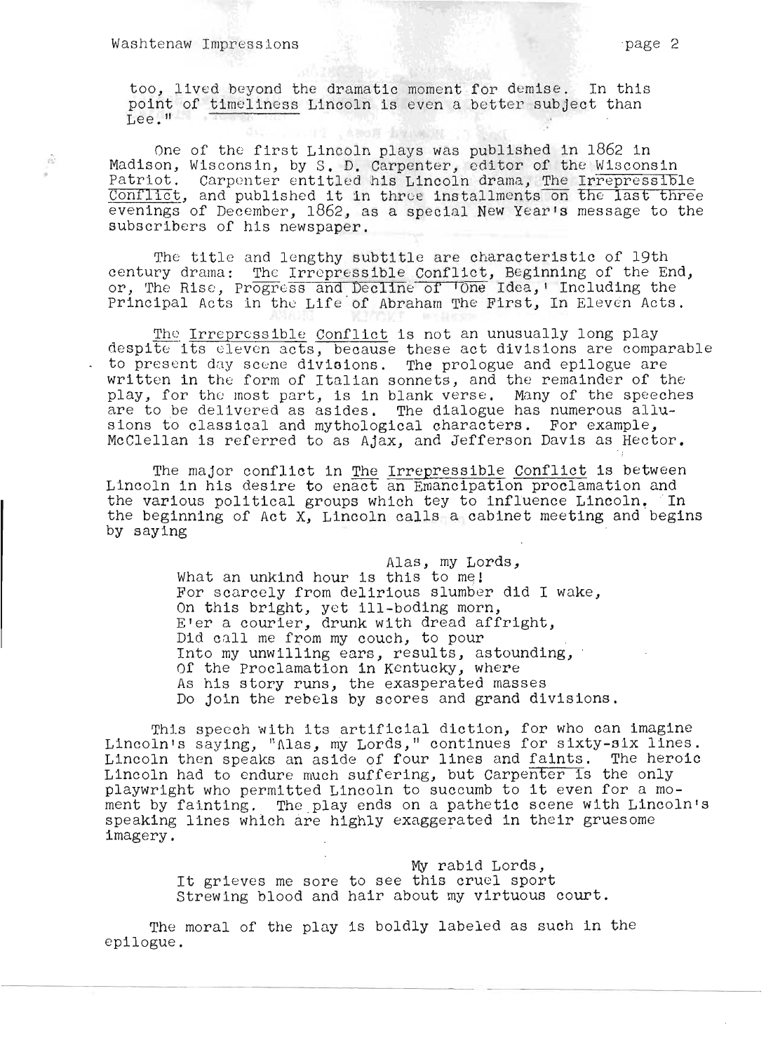too, lived beyond the dramatic moment for demise. In this point of timeliness Lincoln is even a better subject than Lee."

One of the first Lincoln plays was published in 1862 in Madison, Wisconsin, by S. D. Carpenter, editor of the Wisconsin Patriot. Carpenter entitled his Lincoln drama, The Irrepressible Conflict, and published it in three installments on the last three evenings of December, 1862, as a special New Year's message to the subscribers of his newspaper.

The title and lengthy subtitle are characteristic of 19th century drama: The Irrepressible Conflict, Beginning of the End, or, The Rise, Progress and Decline of 'One Idea,' Including the Principal Acts in the Life of Abraham The First, In Eleven Acts.

The Irrepressible Conflict is not an unusually long play despite its eleven acts, because these act divisions are comparable to present day scene divisions. The prologue and epilogue are written in the form of Italian sonnets, and the remainder of the play, for the most part, is in blank verse. Many of the speeches are to be delivered as asides. The dialogue has numerous allusions to classical and mythological characters. For example, McClellan is referred to as Ajax, and Jefferson Davis as Hector.

The major conflict in The Irrepressible Conflict is between Lincoln in his desire to enact an Emancipation proclamation and the various political groups which tey to influence Lincoln. In the beginning of Act X, Lincoln calls a cabinet meeting and begins by saying

> Alas, my Lords,
> What an unkind hour is this to me!
> For scarcely from delirious slumber did I wake,
> On this bright, yet ill-boding morn,
> E'er a courier, drunk with dread affright,
> Did call me from my couch, to pour
> Into my unwilling ears, results, astounding,
> Of the Proclamation in Kentucky, where
> As his story runs, the exasperated masses
> Do join the rebels by scores and grand divisions.

This speech with its artificial diction, for who can imagine Lincoln's saying, "Alas, my Lords," continues for sixty-six lines. Lincoln then speaks an aside of four lines and faints. The heroic Lincoln had to endure much suffering, but Carpenter is the only playwright who permitted Lincoln to succumb to it even for a moment by fainting. The play ends on a pathetic scene with Lincoln's speaking lines which are highly exaggerated in their gruesome imagery.

> My rabid Lords,
> It grieves me sore to see this cruel sport
> Strewing blood and hair about my virtuous court.

The moral of the play is boldly labeled as such in the epilogue.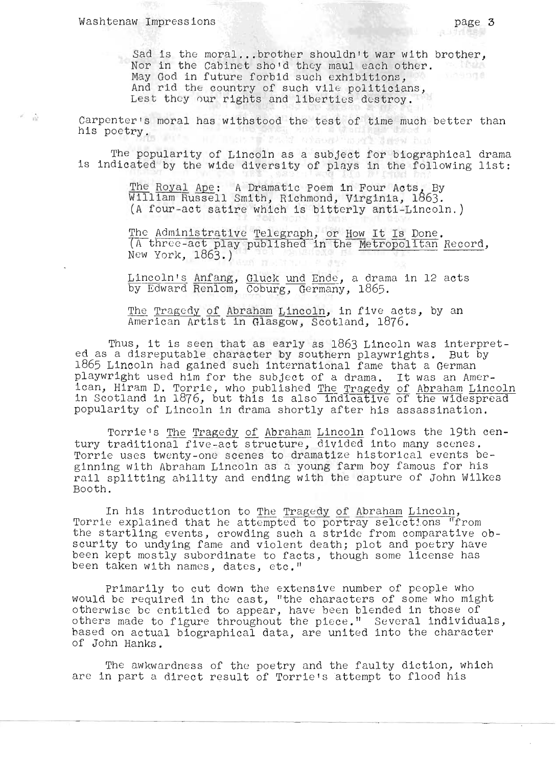Sad is the moral...brother shouldn't war with brother,
Nor in the Cabinet sho'd they maul each other.
May God in future forbid such exhibitions,
And rid the country of such vile politicians,
Lest they our rights and liberties destroy.

Carpenter's moral has withstood the test of time much better than his poetry.

The popularity of Lincoln as a subject for biographical drama is indicated by the wide diversity of plays in the following list:

> The Royal Ape: A Dramatic Poem in Four Acts, By William Russell Smith, Richmond, Virginia, 1863. (A four-act satire which is bitterly anti-Lincoln.)
>
> The Administrative Telegraph, or How It Is Done. (A three-act play published in the Metropolitan Record, New York, 1863.)
>
> Lincoln's Anfang, Gluck und Ende, a drama in 12 acts by Edward Renlom, Coburg, Germany, 1865.
>
> The Tragedy of Abraham Lincoln, in five acts, by an American Artist in Glasgow, Scotland, 1876.

Thus, it is seen that as early as 1863 Lincoln was interpreted as a disreputable character by southern playwrights. But by 1865 Lincoln had gained such international fame that a German playwright used him for the subject of a drama. It was an American, Hiram D. Torrie, who published The Tragedy of Abraham Lincoln in Scotland in 1876, but this is also indicative of the widespread popularity of Lincoln in drama shortly after his assassination.

Torrie's The Tragedy of Abraham Lincoln follows the 19th century traditional five-act structure, divided into many scenes. Torrie uses twenty-one scenes to dramatize historical events beginning with Abraham Lincoln as a young farm boy famous for his rail splitting ability and ending with the capture of John Wilkes Booth.

In his introduction to The Tragedy of Abraham Lincoln, Torrie explained that he attempted to portray selections "from the startling events, crowding such a stride from comparative obscurity to undying fame and violent death; plot and poetry have been kept mostly subordinate to facts, though some license has been taken with names, dates, etc."

Primarily to cut down the extensive number of people who would be required in the cast, "the characters of some who might otherwise be entitled to appear, have been blended in those of others made to figure throughout the piece." Several individuals, based on actual biographical data, are united into the character of John Hanks.

The awkwardness of the poetry and the faulty diction, which are in part a direct result of Torrie's attempt to flood his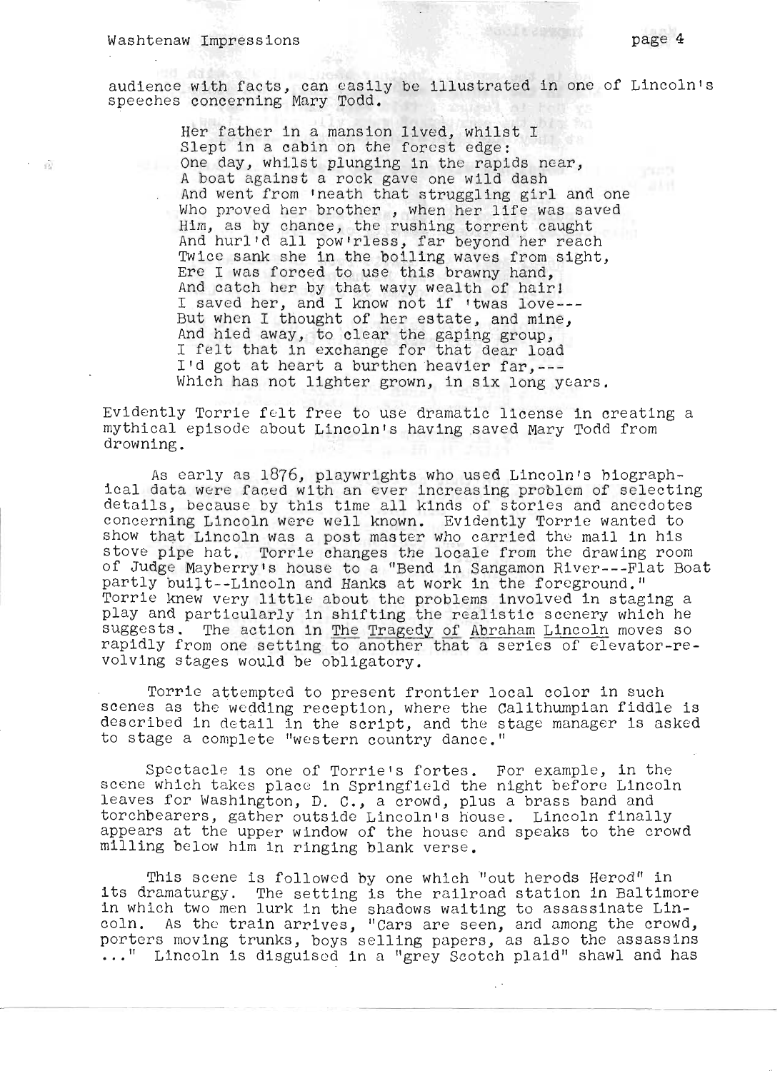audience with facts, can easily be illustrated in one of Lincoln's speeches concerning Mary Todd.

> Her father in a mansion lived, whilst I
> Slept in a cabin on the forest edge:
> One day, whilst plunging in the rapids near,
> A boat against a rock gave one wild dash
> And went from 'neath that struggling girl and one
> Who proved her brother , when her life was saved
> Him, as by chance, the rushing torrent caught
> And hurl'd all pow'rless, far beyond her reach
> Twice sank she in the boiling waves from sight,
> Ere I was forced to use this brawny hand,
> And catch her by that wavy wealth of hair!
> I saved her, and I know not if 'twas love---
> But when I thought of her estate, and mine,
> And hied away, to clear the gaping group,
> I felt that in exchange for that dear load
> I'd got at heart a burthen heavier far,---
> Which has not lighter grown, in six long years.

Evidently Torrie felt free to use dramatic license in creating a mythical episode about Lincoln's having saved Mary Todd from drowning.

As early as 1876, playwrights who used Lincoln's biographical data were faced with an ever increasing problem of selecting details, because by this time all kinds of stories and anecdotes concerning Lincoln were well known. Evidently Torrie wanted to show that Lincoln was a post master who carried the mail in his stove pipe hat. Torrie changes the locale from the drawing room of Judge Mayberry's house to a "Bend in Sangamon River---Flat Boat partly built--Lincoln and Hanks at work in the foreground." Torrie knew very little about the problems involved in staging a play and particularly in shifting the realistic scenery which he suggests. The action in The Tragedy of Abraham Lincoln moves so rapidly from one setting to another that a series of elevator-revolving stages would be obligatory.

Torrie attempted to present frontier local color in such scenes as the wedding reception, where the Calithumpian fiddle is described in detail in the script, and the stage manager is asked to stage a complete "western country dance."

Spectacle is one of Torrie's fortes. For example, in the scene which takes place in Springfield the night before Lincoln leaves for Washington, D. C., a crowd, plus a brass band and torchbearers, gather outside Lincoln's house. Lincoln finally appears at the upper window of the house and speaks to the crowd milling below him in ringing blank verse.

This scene is followed by one which "out herods Herod" in its dramaturgy. The setting is the railroad station in Baltimore in which two men lurk in the shadows waiting to assassinate Lincoln. As the train arrives, "Cars are seen, and among the crowd, porters moving trunks, boys selling papers, as also the assassins ..." Lincoln is disguised in a "grey Scotch plaid" shawl and has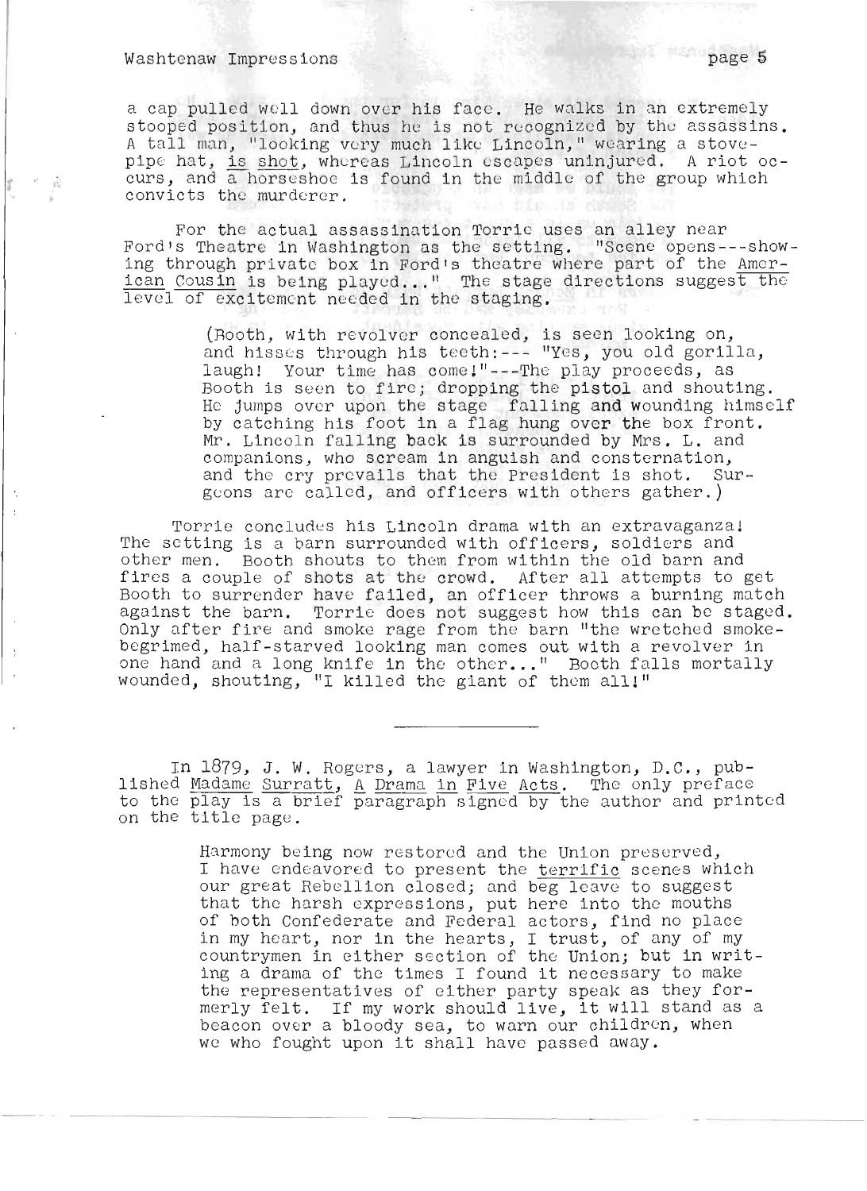a cap pulled well down over his face. He walks in an extremely stooped position, and thus he is not recognized by the assassins. A tall man, "looking very much like Lincoln," wearing a stovepipe hat, is shot, whereas Lincoln escapes uninjured. A riot occurs, and a horseshoe is found in the middle of the group which convicts the murderer.

For the actual assassination Torrie uses an alley near Ford's Theatre in Washington as the setting. "Scene opens---showing through private box in Ford's theatre where part of the American Cousin is being played..." The stage directions suggest the level of excitement needed in the staging.

> (Booth, with revolver concealed, is seen looking on, and hisses through his teeth:--- "Yes, you old gorilla, laugh! Your time has come!"---The play proceeds, as Booth is seen to fire; dropping the pistol and shouting. He jumps over upon the stage falling and wounding himself by catching his foot in a flag hung over the box front. Mr. Lincoln falling back is surrounded by Mrs. L. and companions, who scream in anguish and consternation, and the cry prevails that the President is shot. Surgeons are called, and officers with others gather.)

Torrie concludes his Lincoln drama with an extravaganza! The setting is a barn surrounded with officers, soldiers and other men. Booth shouts to them from within the old barn and fires a couple of shots at the crowd. After all attempts to get Booth to surrender have failed, an officer throws a burning match against the barn. Torrie does not suggest how this can be staged. Only after fire and smoke rage from the barn "the wretched smoke-begrimed, half-starved looking man comes out with a revolver in one hand and a long knife in the other..." Booth falls mortally wounded, shouting, "I killed the giant of them all!"

---

In 1879, J. W. Rogers, a lawyer in Washington, D.C., published Madame Surratt, A Drama in Five Acts. The only preface to the play is a brief paragraph signed by the author and printed on the title page.

> Harmony being now restored and the Union preserved, I have endeavored to present the terrific scenes which our great Rebellion closed; and beg leave to suggest that the harsh expressions, put here into the mouths of both Confederate and Federal actors, find no place in my heart, nor in the hearts, I trust, of any of my countrymen in either section of the Union; but in writing a drama of the times I found it necessary to make the representatives of either party speak as they formerly felt. If my work should live, it will stand as a beacon over a bloody sea, to warn our children, when we who fought upon it shall have passed away.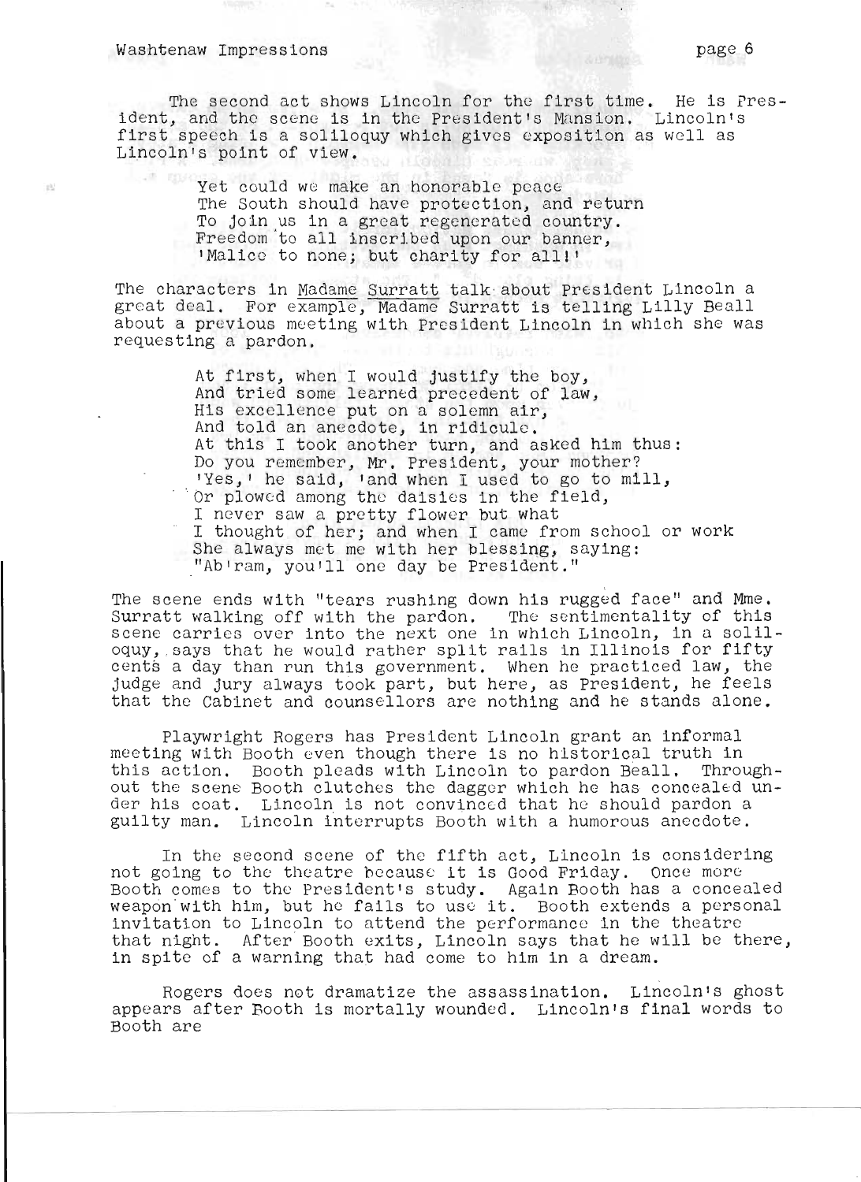The second act shows Lincoln for the first time. He is President, and the scene is in the President's Mansion. Lincoln's first speech is a soliloquy which gives exposition as well as Lincoln's point of view.

> Yet could we make an honorable peace
> The South should have protection, and return
> To join us in a great regenerated country.
> Freedom to all inscribed upon our banner,
> 'Malice to none; but charity for all!'

The characters in _Madame Surratt_ talk about President Lincoln a great deal. For example, Madame Surratt is telling Lilly Beall about a previous meeting with President Lincoln in which she was requesting a pardon.

> At first, when I would justify the boy,
> And tried some learned precedent of law,
> His excellence put on a solemn air,
> And told an anecdote, in ridicule.
> At this I took another turn, and asked him thus:
> Do you remember, Mr. President, your mother?
> 'Yes,' he said, 'and when I used to go to mill,
> Or plowed among the daisies in the field,
> I never saw a pretty flower but what
> I thought of her; and when I came from school or work
> She always met me with her blessing, saying:
> "Ab'ram, you'll one day be President."

The scene ends with "tears rushing down his rugged face" and Mme. Surratt walking off with the pardon. The sentimentality of this scene carries over into the next one in which Lincoln, in a soliloquy, says that he would rather split rails in Illinois for fifty cents a day than run this government. When he practiced law, the judge and jury always took part, but here, as President, he feels that the Cabinet and counsellors are nothing and he stands alone.

Playwright Rogers has President Lincoln grant an informal meeting with Booth even though there is no historical truth in this action. Booth pleads with Lincoln to pardon Beall. Throughout the scene Booth clutches the dagger which he has concealed under his coat. Lincoln is not convinced that he should pardon a guilty man. Lincoln interrupts Booth with a humorous anecdote.

In the second scene of the fifth act, Lincoln is considering not going to the theatre because it is Good Friday. Once more Booth comes to the President's study. Again Booth has a concealed weapon with him, but he fails to use it. Booth extends a personal invitation to Lincoln to attend the performance in the theatre that night. After Booth exits, Lincoln says that he will be there, in spite of a warning that had come to him in a dream.

Rogers does not dramatize the assassination. Lincoln's ghost appears after Booth is mortally wounded. Lincoln's final words to Booth are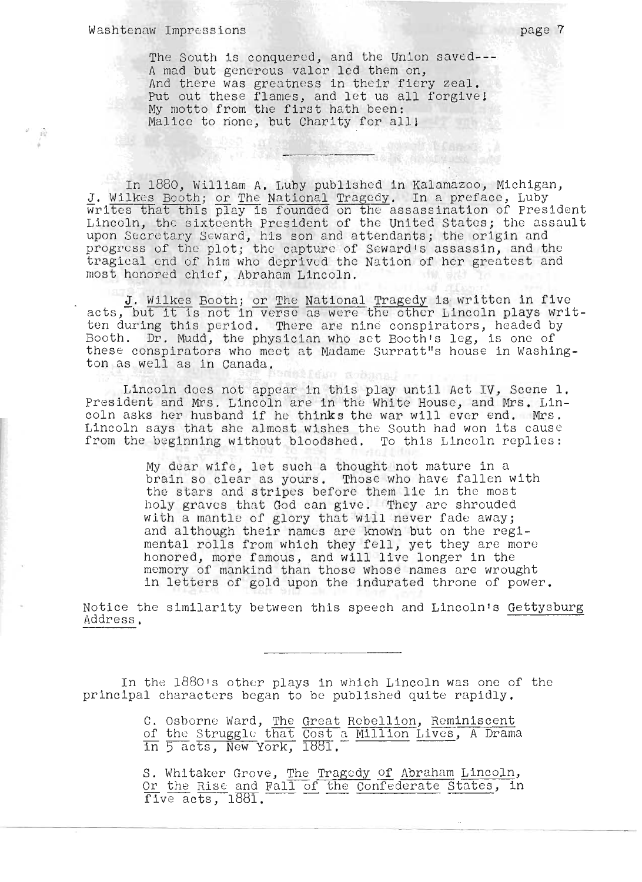> The South is conquered, and the Union saved---
> A mad but generous valor led them on,
> And there was greatness in their fiery zeal.
> Put out these flames, and let us all forgive!
> My motto from the first hath been:
> Malice to none, but Charity for all!

---

In 1880, William A. Luby published in Kalamazoo, Michigan, J. Wilkes Booth; or The National Tragedy. In a preface, Luby writes that this play is founded on the assassination of President Lincoln, the sixteenth President of the United States; the assault upon Secretary Seward, his son and attendants; the origin and progress of the plot; the capture of Seward's assassin, and the tragical end of him who deprived the Nation of her greatest and most honored chief, Abraham Lincoln.

J. Wilkes Booth; or The National Tragedy is written in five acts, but it is not in verse as were the other Lincoln plays written during this period. There are nine conspirators, headed by Booth. Dr. Mudd, the physician who set Booth's leg, is one of these conspirators who meet at Madame Surratt"s house in Washington as well as in Canada.

Lincoln does not appear in this play until Act IV, Scene 1. President and Mrs. Lincoln are in the White House, and Mrs. Lincoln asks her husband if he thinks the war will ever end. Mrs. Lincoln says that she almost wishes the South had won its cause from the beginning without bloodshed. To this Lincoln replies:

> My dear wife, let such a thought not mature in a brain so clear as yours. Those who have fallen with the stars and stripes before them lie in the most holy graves that God can give. They are shrouded with a mantle of glory that will never fade away; and although their names are known but on the regimental rolls from which they fell, yet they are more honored, more famous, and will live longer in the memory of mankind than those whose names are wrought in letters of gold upon the indurated throne of power.

Notice the similarity between this speech and Lincoln's Gettysburg Address.

---

In the 1880's other plays in which Lincoln was one of the principal characters began to be published quite rapidly.

> C. Osborne Ward, The Great Rebellion, Reminiscent of the Struggle that Cost a Million Lives, A Drama in 5 acts, New York, 1881.

> S. Whitaker Grove, The Tragedy of Abraham Lincoln, Or the Rise and Fall of the Confederate States, in five acts, 1881.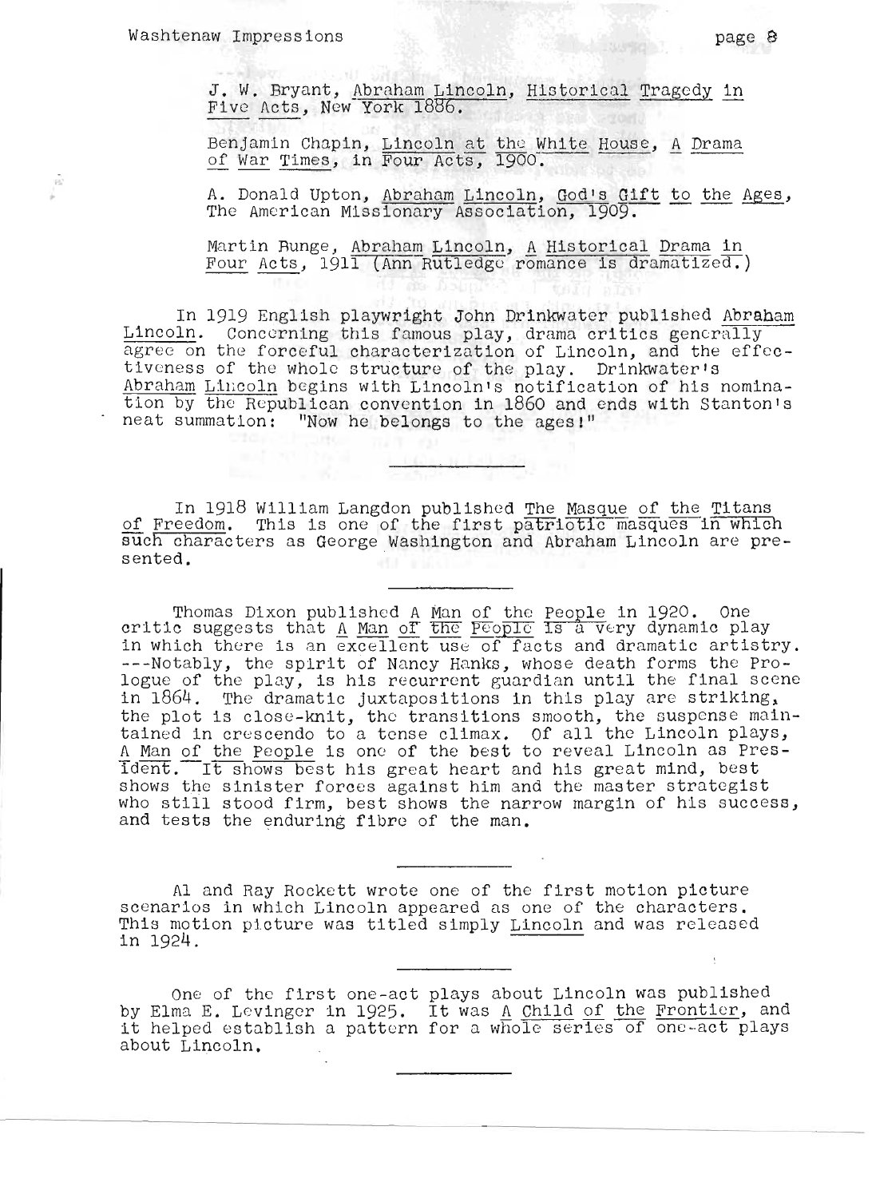J. W. Bryant, Abraham Lincoln, Historical Tragedy in Five Acts, New York 1886.

Benjamin Chapin, Lincoln at the White House, A Drama of War Times, in Four Acts, 1900.

A. Donald Upton, Abraham Lincoln, God's Gift to the Ages, The American Missionary Association, 1909.

Martin Runge, Abraham Lincoln, A Historical Drama in Four Acts, 1911 (Ann Rutledge romance is dramatized.)

In 1919 English playwright John Drinkwater published Abraham Lincoln. Concerning this famous play, drama critics generally agree on the forceful characterization of Lincoln, and the effectiveness of the whole structure of the play. Drinkwater's Abraham Lincoln begins with Lincoln's notification of his nomination by the Republican convention in 1860 and ends with Stanton's neat summation: "Now he belongs to the ages!"

---

In 1918 William Langdon published The Masque of the Titans of Freedom. This is one of the first patriotic masques in which such characters as George Washington and Abraham Lincoln are presented.

---

Thomas Dixon published A Man of the People in 1920. One critic suggests that A Man of the People is a very dynamic play in which there is an excellent use of facts and dramatic artistry. ---Notably, the spirit of Nancy Hanks, whose death forms the Prologue of the play, is his recurrent guardian until the final scene in 1864. The dramatic juxtapositions in this play are striking, the plot is close-knit, the transitions smooth, the suspense maintained in crescendo to a tense climax. Of all the Lincoln plays, A Man of the People is one of the best to reveal Lincoln as President. It shows best his great heart and his great mind, best shows the sinister forces against him and the master strategist who still stood firm, best shows the narrow margin of his success, and tests the enduring fibre of the man.

---

Al and Ray Rockett wrote one of the first motion picture scenarios in which Lincoln appeared as one of the characters. This motion picture was titled simply Lincoln and was released in 1924.

---

One of the first one-act plays about Lincoln was published by Elma E. Levinger in 1925. It was A Child of the Frontier, and it helped establish a pattern for a whole series of one-act plays about Lincoln.

---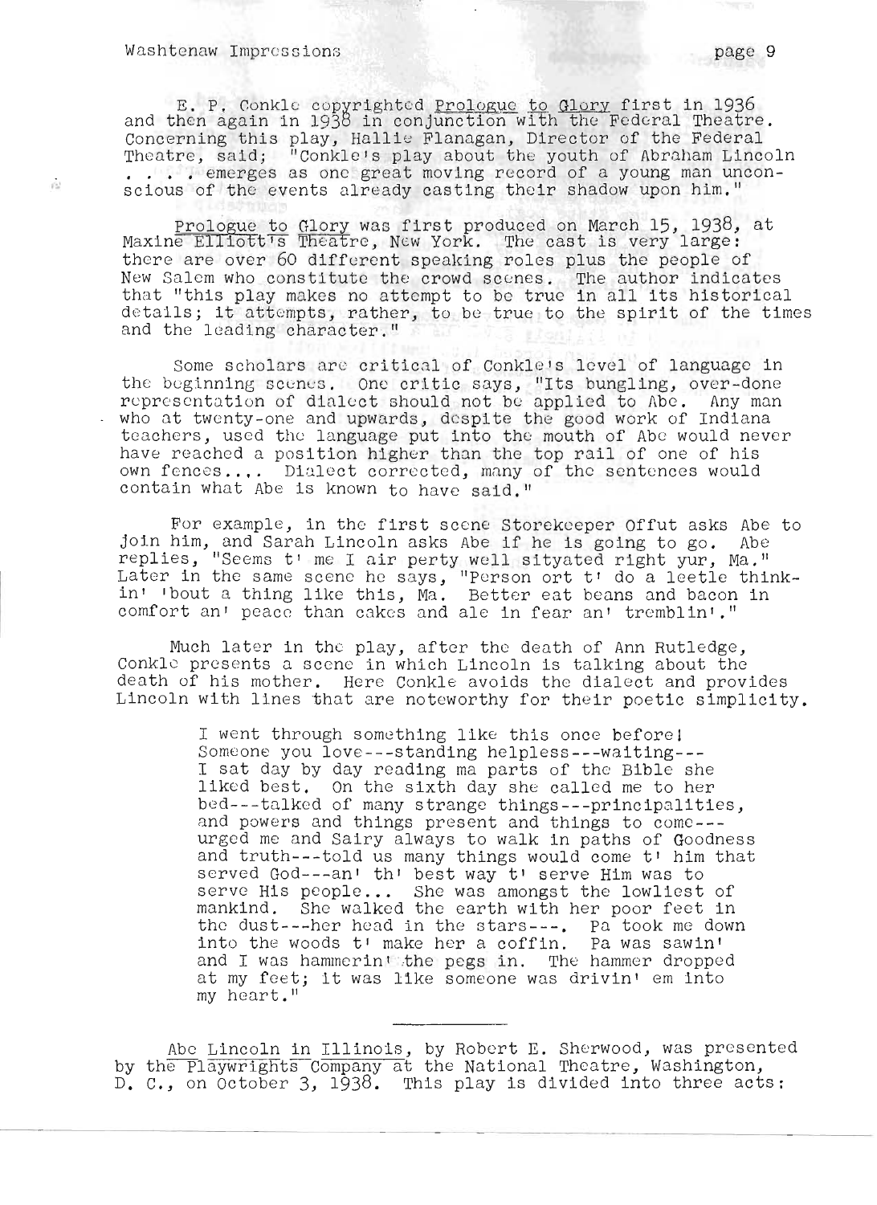E. P. Conkle copyrighted Prologue to Glory first in 1936 and then again in 1938 in conjunction with the Federal Theatre. Concerning this play, Hallie Flanagan, Director of the Federal Theatre, said; "Conkle's play about the youth of Abraham Lincoln . . . . emerges as one great moving record of a young man unconscious of the events already casting their shadow upon him."

Prologue to Glory was first produced on March 15, 1938, at Maxine Elliott's Theatre, New York. The cast is very large: there are over 60 different speaking roles plus the people of New Salem who constitute the crowd scenes. The author indicates that "this play makes no attempt to be true in all its historical details; it attempts, rather, to be true to the spirit of the times and the leading character."

Some scholars are critical of Conkle's level of language in the beginning scenes. One critic says, "Its bungling, over-done representation of dialect should not be applied to Abe. Any man who at twenty-one and upwards, despite the good work of Indiana teachers, used the language put into the mouth of Abe would never have reached a position higher than the top rail of one of his own fences.... Dialect corrected, many of the sentences would contain what Abe is known to have said."

For example, in the first scene Storekeeper Offut asks Abe to join him, and Sarah Lincoln asks Abe if he is going to go. Abe replies, "Seems t' me I air perty well sityated right yur, Ma." Later in the same scene he says, "Person ort t' do a leetle thinkin' 'bout a thing like this, Ma. Better eat beans and bacon in comfort an' peace than cakes and ale in fear an' tremblin'."

Much later in the play, after the death of Ann Rutledge, Conkle presents a scene in which Lincoln is talking about the death of his mother. Here Conkle avoids the dialect and provides Lincoln with lines that are noteworthy for their poetic simplicity.

> I went through something like this once before! Someone you love---standing helpless---waiting--- I sat day by day reading ma parts of the Bible she liked best. On the sixth day she called me to her bed---talked of many strange things---principalities, and powers and things present and things to come--- urged me and Sairy always to walk in paths of Goodness and truth---told us many things would come t' him that served God---an' th' best way t' serve Him was to serve His people... She was amongst the lowliest of mankind. She walked the earth with her poor feet in the dust---her head in the stars---. Pa took me down into the woods t' make her a coffin. Pa was sawin' and I was hammerin' the pegs in. The hammer dropped at my feet; it was like someone was drivin' em into my heart."

---

Abe Lincoln in Illinois, by Robert E. Sherwood, was presented by the Playwrights Company at the National Theatre, Washington, D. C., on October 3, 1938. This play is divided into three acts: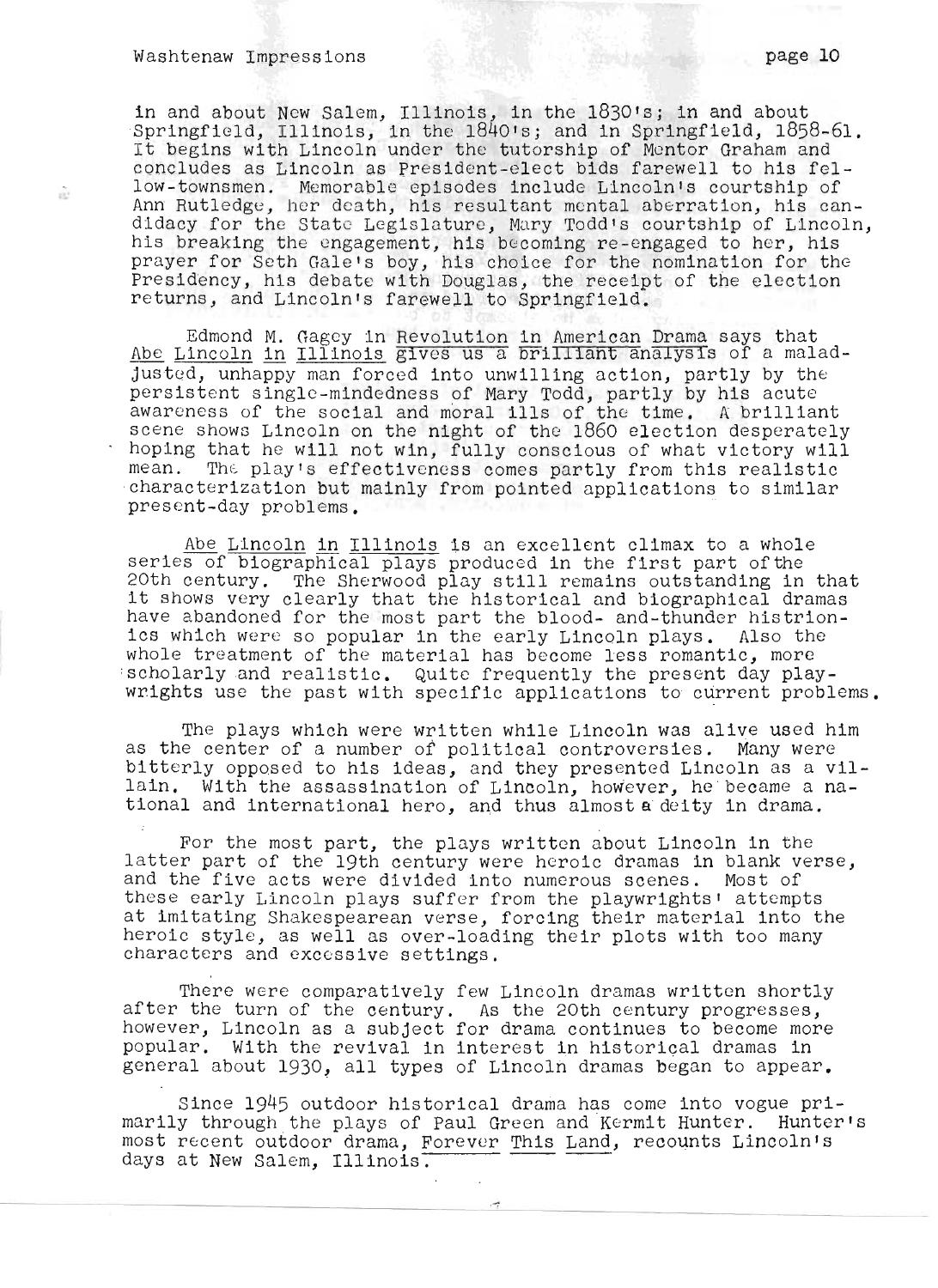in and about New Salem, Illinois, in the 1830's; in and about Springfield, Illinois, in the 1840's; and in Springfield, 1858-61. It begins with Lincoln under the tutorship of Mentor Graham and concludes as Lincoln as President-elect bids farewell to his fellow-townsmen. Memorable episodes include Lincoln's courtship of Ann Rutledge, her death, his resultant mental aberration, his candidacy for the State Legislature, Mary Todd's courtship of Lincoln, his breaking the engagement, his becoming re-engaged to her, his prayer for Seth Gale's boy, his choice for the nomination for the Presidency, his debate with Douglas, the receipt of the election returns, and Lincoln's farewell to Springfield.

Edmond M. Gagey in Revolution in American Drama says that Abe Lincoln in Illinois gives us a brilliant analysis of a maladjusted, unhappy man forced into unwilling action, partly by the persistent single-mindedness of Mary Todd, partly by his acute awareness of the social and moral ills of the time. A brilliant scene shows Lincoln on the night of the 1860 election desperately hoping that he will not win, fully conscious of what victory will mean. The play's effectiveness comes partly from this realistic characterization but mainly from pointed applications to similar present-day problems.

Abe Lincoln in Illinois is an excellent climax to a whole series of biographical plays produced in the first part of the 20th century. The Sherwood play still remains outstanding in that it shows very clearly that the historical and biographical dramas have abandoned for the most part the blood- and-thunder histrionics which were so popular in the early Lincoln plays. Also the whole treatment of the material has become less romantic, more scholarly and realistic. Quite frequently the present day playwrights use the past with specific applications to current problems.

The plays which were written while Lincoln was alive used him as the center of a number of political controversies. Many were bitterly opposed to his ideas, and they presented Lincoln as a villain. With the assassination of Lincoln, however, he became a national and international hero, and thus almost a deity in drama.

For the most part, the plays written about Lincoln in the latter part of the 19th century were heroic dramas in blank verse, and the five acts were divided into numerous scenes. Most of these early Lincoln plays suffer from the playwrights' attempts at imitating Shakespearean verse, forcing their material into the heroic style, as well as over-loading their plots with too many characters and excessive settings.

There were comparatively few Lincoln dramas written shortly after the turn of the century. As the 20th century progresses, however, Lincoln as a subject for drama continues to become more popular. With the revival in interest in historical dramas in general about 1930, all types of Lincoln dramas began to appear.

Since 1945 outdoor historical drama has come into vogue primarily through the plays of Paul Green and Kermit Hunter. Hunter's most recent outdoor drama, Forever This Land, recounts Lincoln's days at New Salem, Illinois.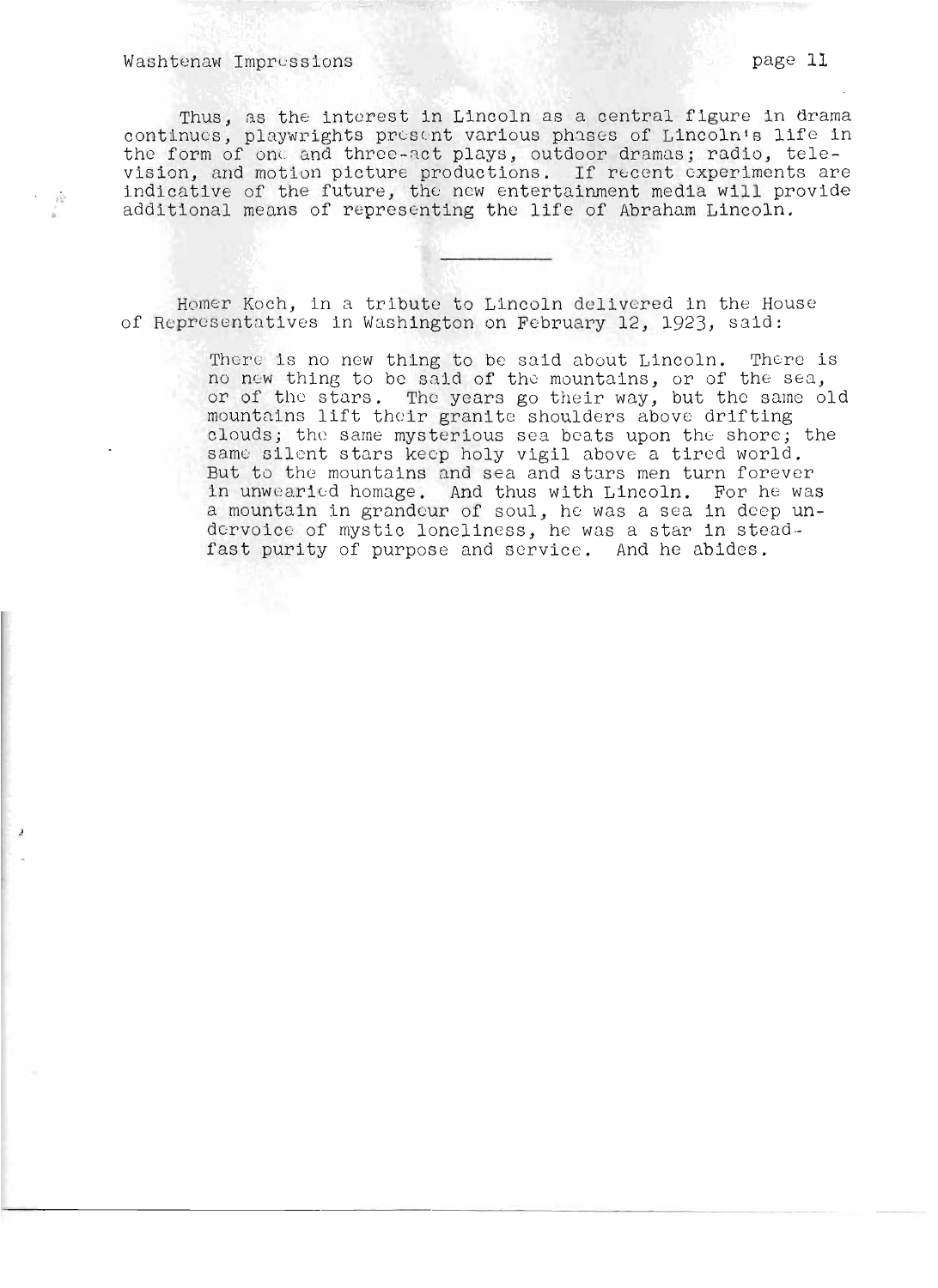Thus, as the interest in Lincoln as a central figure in drama continues, playwrights present various phases of Lincoln's life in the form of one and three-act plays, outdoor dramas; radio, television, and motion picture productions. If recent experiments are indicative of the future, the new entertainment media will provide additional means of representing the life of Abraham Lincoln.

---

Homer Koch, in a tribute to Lincoln delivered in the House of Representatives in Washington on February 12, 1923, said:

> There is no new thing to be said about Lincoln. There is no new thing to be said of the mountains, or of the sea, or of the stars. The years go their way, but the same old mountains lift their granite shoulders above drifting clouds; the same mysterious sea beats upon the shore; the same silent stars keep holy vigil above a tired world. But to the mountains and sea and stars men turn forever in unwearied homage. And thus with Lincoln. For he was a mountain in grandeur of soul, he was a sea in deep undervoice of mystic loneliness, he was a star in steadfast purity of purpose and service. And he abides.